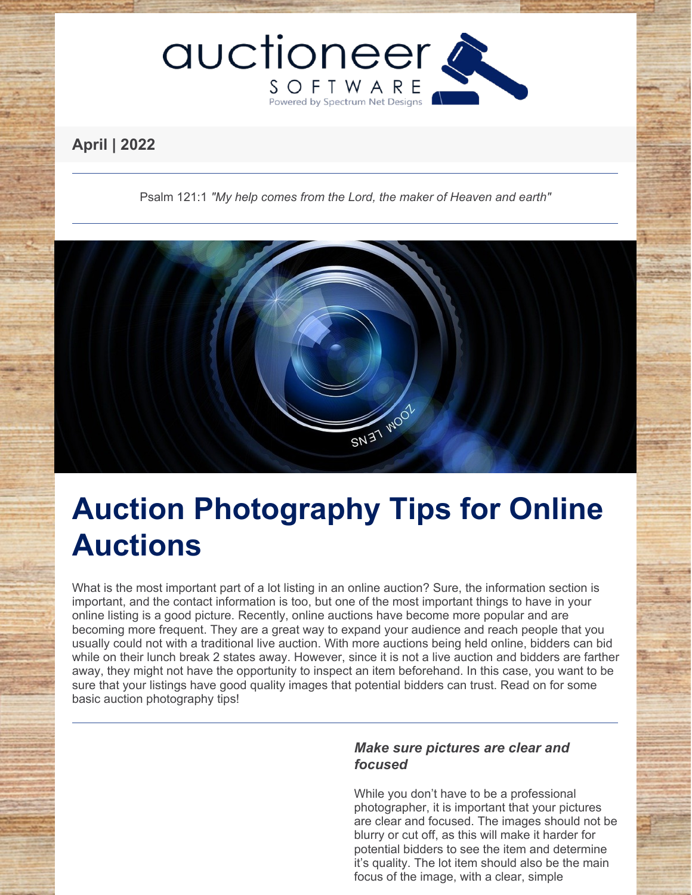auctioneer SOFTWARE
Powered by Spectrum Net Designs

**April | 2022**

Psalm 121:1 *"My help comes from the Lord, the maker of Heaven and earth"*

# Auction Photography Tips for Online Auctions

What is the most important part of a lot listing in an online auction? Sure, the information section is important, and the contact information is too, but one of the most important things to have in your online listing is a good picture. Recently, online auctions have become more popular and are becoming more frequent. They are a great way to expand your audience and reach people that you usually could not with a traditional live auction. With more auctions being held online, bidders can bid while on their lunch break 2 states away. However, since it is not a live auction and bidders are farther away, they might not have the opportunity to inspect an item beforehand. In this case, you want to be sure that your listings have good quality images that potential bidders can trust. Read on for some basic auction photography tips!

### *Make sure pictures are clear and focused*

While you don't have to be a professional photographer, it is important that your pictures are clear and focused. The images should not be blurry or cut off, as this will make it harder for potential bidders to see the item and determine it's quality. The lot item should also be the main focus of the image, with a clear, simple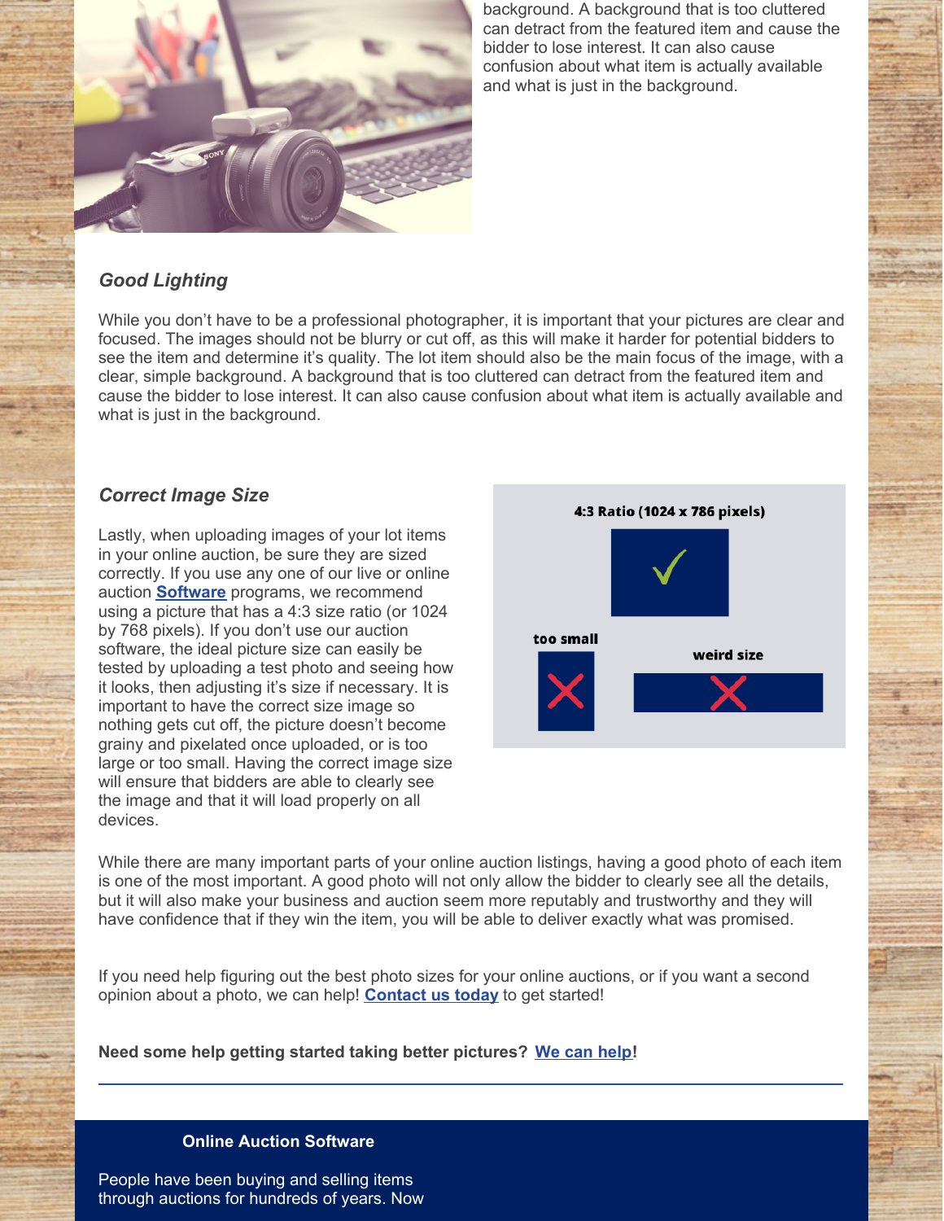background. A background that is too cluttered can detract from the featured item and cause the bidder to lose interest. It can also cause confusion about what item is actually available and what is just in the background.

### *Good Lighting*

While you don't have to be a professional photographer, it is important that your pictures are clear and focused. The images should not be blurry or cut off, as this will make it harder for potential bidders to see the item and determine it's quality. The lot item should also be the main focus of the image, with a clear, simple background. A background that is too cluttered can detract from the featured item and cause the bidder to lose interest. It can also cause confusion about what item is actually available and what is just in the background.

### *Correct Image Size*

Lastly, when uploading images of your lot items in your online auction, be sure they are sized correctly. If you use any one of our live or online auction **Software** programs, we recommend using a picture that has a 4:3 size ratio (or 1024 by 768 pixels). If you don't use our auction software, the ideal picture size can easily be tested by uploading a test photo and seeing how it looks, then adjusting it's size if necessary. It is important to have the correct size image so nothing gets cut off, the picture doesn't become grainy and pixelated once uploaded, or is too large or too small. Having the correct image size will ensure that bidders are able to clearly see the image and that it will load properly on all devices.

4:3 Ratio (1024 x 786 pixels)

too small

weird size

While there are many important parts of your online auction listings, having a good photo of each item is one of the most important. A good photo will not only allow the bidder to clearly see all the details, but it will also make your business and auction seem more reputably and trustworthy and they will have confidence that if they win the item, you will be able to deliver exactly what was promised.

If you need help figuring out the best photo sizes for your online auctions, or if you want a second opinion about a photo, we can help! **Contact us today** to get started!

**Need some help getting started taking better pictures? We can help!**

---

**Online Auction Software**

People have been buying and selling items through auctions for hundreds of years. Now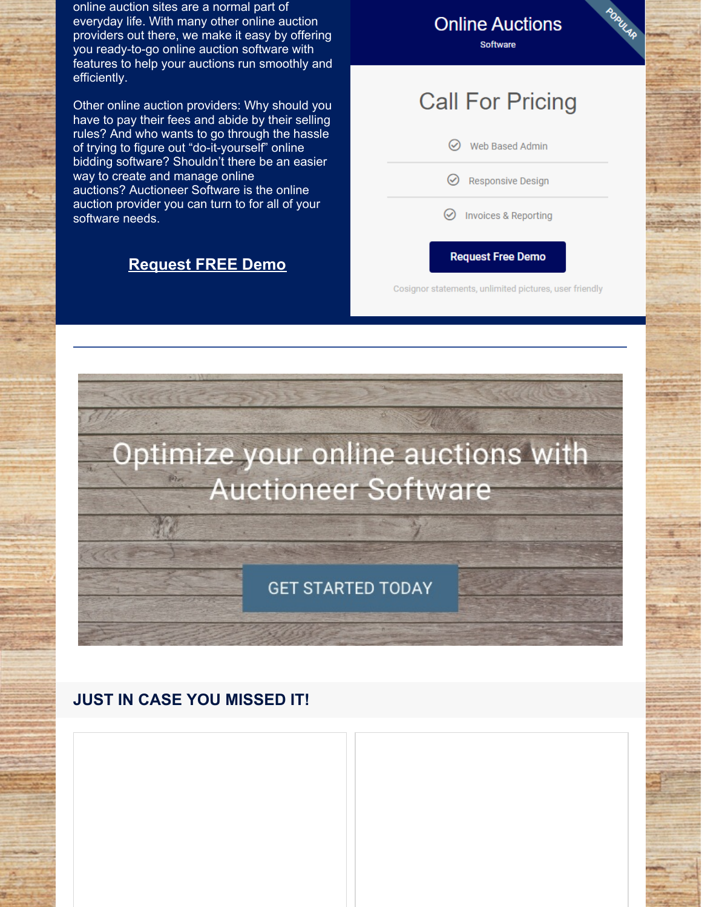online auction sites are a normal part of everyday life. With many other online auction providers out there, we make it easy by offering you ready-to-go online auction software with features to help your auctions run smoothly and efficiently.

Other online auction providers: Why should you have to pay their fees and abide by their selling rules? And who wants to go through the hassle of trying to figure out “do-it-yourself” online bidding software? Shouldn’t there be an easier way to create and manage online auctions? Auctioneer Software is the online auction provider you can turn to for all of your software needs.

**Request FREE Demo**

## Online Auctions

Software

POPULAR

### Call For Pricing

- Web Based Admin
- Responsive Design
- Invoices & Reporting

**Request Free Demo**

Cosignor statements, unlimited pictures, user friendly

---

Optimize your online auctions with Auctioneer Software

GET STARTED TODAY

## JUST IN CASE YOU MISSED IT!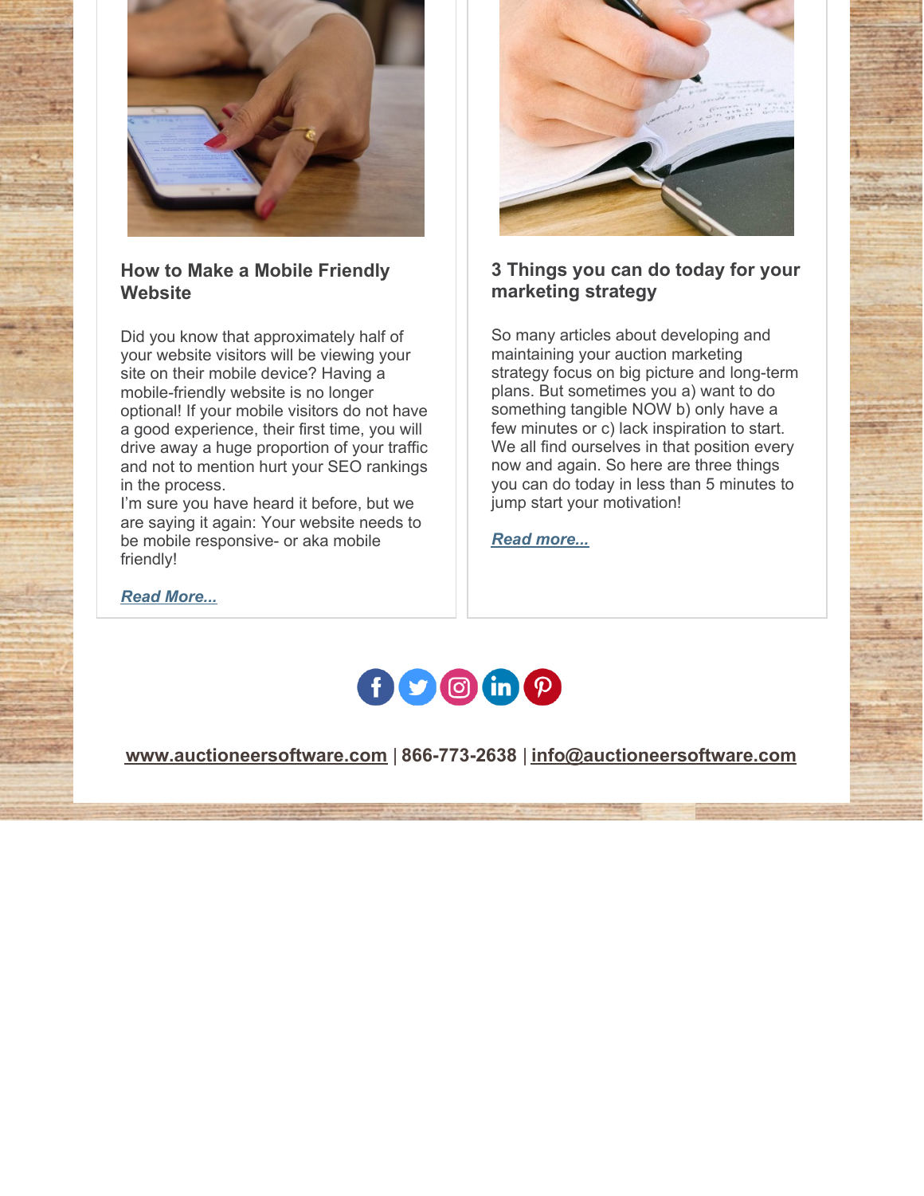### How to Make a Mobile Friendly Website

Did you know that approximately half of your website visitors will be viewing your site on their mobile device? Having a mobile-friendly website is no longer optional! If your mobile visitors do not have a good experience, their first time, you will drive away a huge proportion of your traffic and not to mention hurt your SEO rankings in the process.
I'm sure you have heard it before, but we are saying it again: Your website needs to be mobile responsive- or aka mobile friendly!

***Read More...***

### 3 Things you can do today for your marketing strategy

So many articles about developing and maintaining your auction marketing strategy focus on big picture and long-term plans. But sometimes you a) want to do something tangible NOW b) only have a few minutes or c) lack inspiration to start. We all find ourselves in that position every now and again. So here are three things you can do today in less than 5 minutes to jump start your motivation!

***Read more...***

**www.auctioneersoftware.com | 866-773-2638 | info@auctioneersoftware.com**